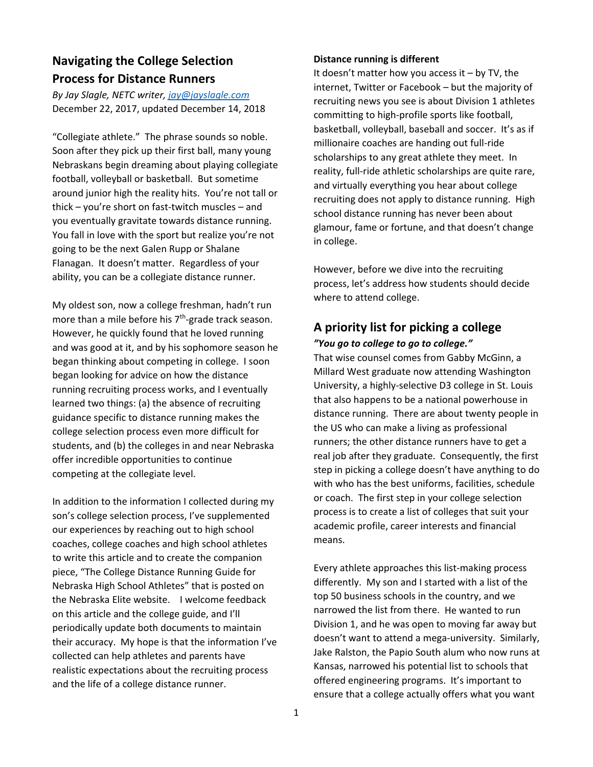# Navigating the College Selection Process for Distance Runners

*By Jay Slagle, NETC writer, jay@jayslagle.com*
December 22, 2017, updated December 14, 2018

"Collegiate athlete." The phrase sounds so noble. Soon after they pick up their first ball, many young Nebraskans begin dreaming about playing collegiate football, volleyball or basketball. But sometime around junior high the reality hits. You're not tall or thick – you're short on fast-twitch muscles – and you eventually gravitate towards distance running. You fall in love with the sport but realize you're not going to be the next Galen Rupp or Shalane Flanagan. It doesn't matter. Regardless of your ability, you can be a collegiate distance runner.

My oldest son, now a college freshman, hadn't run more than a mile before his 7th-grade track season. However, he quickly found that he loved running and was good at it, and by his sophomore season he began thinking about competing in college. I soon began looking for advice on how the distance running recruiting process works, and I eventually learned two things: (a) the absence of recruiting guidance specific to distance running makes the college selection process even more difficult for students, and (b) the colleges in and near Nebraska offer incredible opportunities to continue competing at the collegiate level.

In addition to the information I collected during my son's college selection process, I've supplemented our experiences by reaching out to high school coaches, college coaches and high school athletes to write this article and to create the companion piece, "The College Distance Running Guide for Nebraska High School Athletes" that is posted on the Nebraska Elite website. I welcome feedback on this article and the college guide, and I'll periodically update both documents to maintain their accuracy. My hope is that the information I've collected can help athletes and parents have realistic expectations about the recruiting process and the life of a college distance runner.

**Distance running is different**

It doesn't matter how you access it – by TV, the internet, Twitter or Facebook – but the majority of recruiting news you see is about Division 1 athletes committing to high-profile sports like football, basketball, volleyball, baseball and soccer. It's as if millionaire coaches are handing out full-ride scholarships to any great athlete they meet. In reality, full-ride athletic scholarships are quite rare, and virtually everything you hear about college recruiting does not apply to distance running. High school distance running has never been about glamour, fame or fortune, and that doesn't change in college.

However, before we dive into the recruiting process, let's address how students should decide where to attend college.

## A priority list for picking a college

***"You go to college to go to college."***

That wise counsel comes from Gabby McGinn, a Millard West graduate now attending Washington University, a highly-selective D3 college in St. Louis that also happens to be a national powerhouse in distance running. There are about twenty people in the US who can make a living as professional runners; the other distance runners have to get a real job after they graduate. Consequently, the first step in picking a college doesn't have anything to do with who has the best uniforms, facilities, schedule or coach. The first step in your college selection process is to create a list of colleges that suit your academic profile, career interests and financial means.

Every athlete approaches this list-making process differently. My son and I started with a list of the top 50 business schools in the country, and we narrowed the list from there. He wanted to run Division 1, and he was open to moving far away but doesn't want to attend a mega-university. Similarly, Jake Ralston, the Papio South alum who now runs at Kansas, narrowed his potential list to schools that offered engineering programs. It's important to ensure that a college actually offers what you want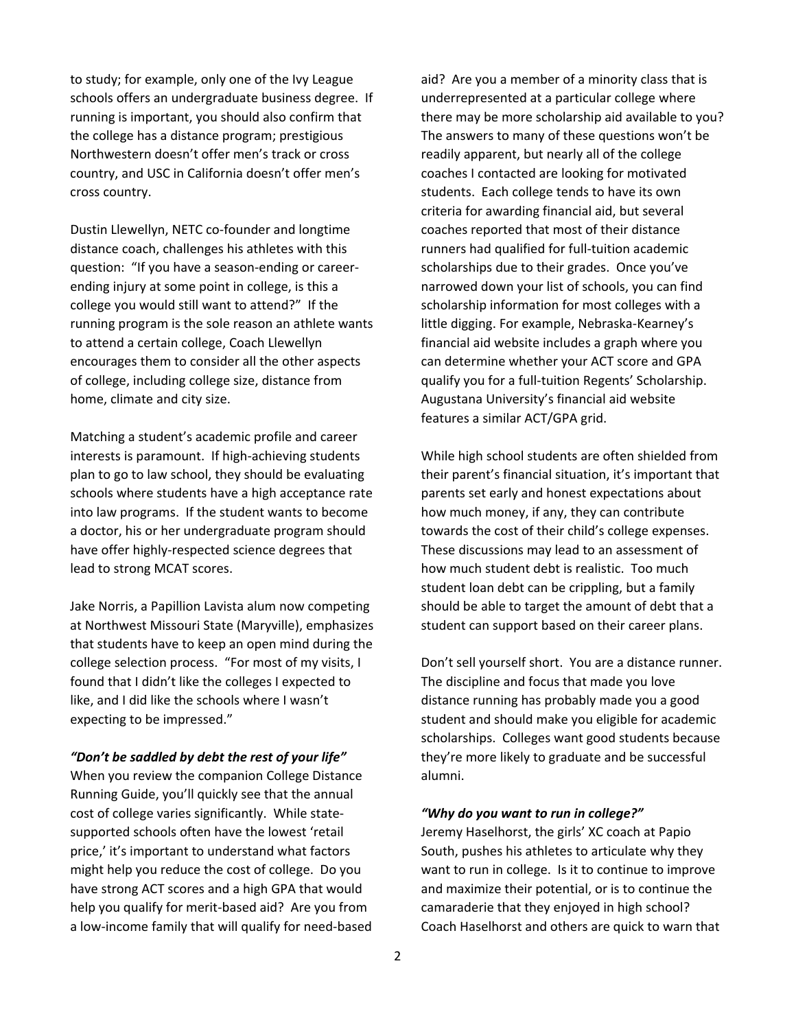to study; for example, only one of the Ivy League schools offers an undergraduate business degree. If running is important, you should also confirm that the college has a distance program; prestigious Northwestern doesn't offer men's track or cross country, and USC in California doesn't offer men's cross country.

Dustin Llewellyn, NETC co-founder and longtime distance coach, challenges his athletes with this question: "If you have a season-ending or career-ending injury at some point in college, is this a college you would still want to attend?" If the running program is the sole reason an athlete wants to attend a certain college, Coach Llewellyn encourages them to consider all the other aspects of college, including college size, distance from home, climate and city size.

Matching a student's academic profile and career interests is paramount. If high-achieving students plan to go to law school, they should be evaluating schools where students have a high acceptance rate into law programs. If the student wants to become a doctor, his or her undergraduate program should have offer highly-respected science degrees that lead to strong MCAT scores.

Jake Norris, a Papillion Lavista alum now competing at Northwest Missouri State (Maryville), emphasizes that students have to keep an open mind during the college selection process. "For most of my visits, I found that I didn't like the colleges I expected to like, and I did like the schools where I wasn't expecting to be impressed."

***"Don't be saddled by debt the rest of your life"***

When you review the companion College Distance Running Guide, you'll quickly see that the annual cost of college varies significantly. While state-supported schools often have the lowest 'retail price,' it's important to understand what factors might help you reduce the cost of college. Do you have strong ACT scores and a high GPA that would help you qualify for merit-based aid? Are you from a low-income family that will qualify for need-based aid? Are you a member of a minority class that is underrepresented at a particular college where there may be more scholarship aid available to you? The answers to many of these questions won't be readily apparent, but nearly all of the college coaches I contacted are looking for motivated students. Each college tends to have its own criteria for awarding financial aid, but several coaches reported that most of their distance runners had qualified for full-tuition academic scholarships due to their grades. Once you've narrowed down your list of schools, you can find scholarship information for most colleges with a little digging. For example, Nebraska-Kearney's financial aid website includes a graph where you can determine whether your ACT score and GPA qualify you for a full-tuition Regents' Scholarship. Augustana University's financial aid website features a similar ACT/GPA grid.

While high school students are often shielded from their parent's financial situation, it's important that parents set early and honest expectations about how much money, if any, they can contribute towards the cost of their child's college expenses. These discussions may lead to an assessment of how much student debt is realistic. Too much student loan debt can be crippling, but a family should be able to target the amount of debt that a student can support based on their career plans.

Don't sell yourself short. You are a distance runner. The discipline and focus that made you love distance running has probably made you a good student and should make you eligible for academic scholarships. Colleges want good students because they're more likely to graduate and be successful alumni.

***"Why do you want to run in college?"***

Jeremy Haselhorst, the girls' XC coach at Papio South, pushes his athletes to articulate why they want to run in college. Is it to continue to improve and maximize their potential, or is to continue the camaraderie that they enjoyed in high school? Coach Haselhorst and others are quick to warn that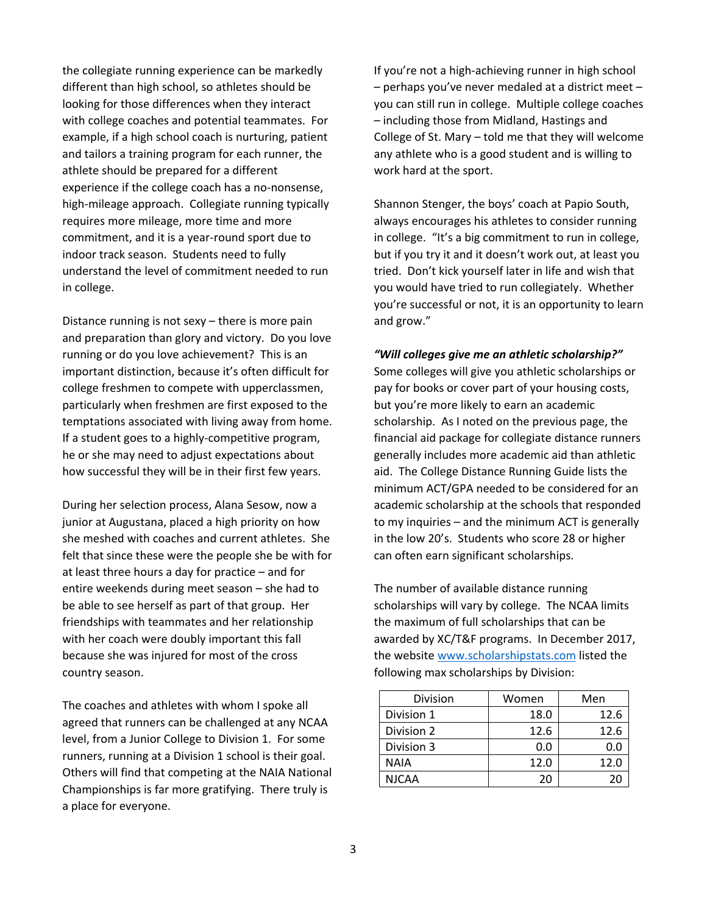the collegiate running experience can be markedly different than high school, so athletes should be looking for those differences when they interact with college coaches and potential teammates. For example, if a high school coach is nurturing, patient and tailors a training program for each runner, the athlete should be prepared for a different experience if the college coach has a no-nonsense, high-mileage approach. Collegiate running typically requires more mileage, more time and more commitment, and it is a year-round sport due to indoor track season. Students need to fully understand the level of commitment needed to run in college.

Distance running is not sexy – there is more pain and preparation than glory and victory. Do you love running or do you love achievement? This is an important distinction, because it's often difficult for college freshmen to compete with upperclassmen, particularly when freshmen are first exposed to the temptations associated with living away from home. If a student goes to a highly-competitive program, he or she may need to adjust expectations about how successful they will be in their first few years.

During her selection process, Alana Sesow, now a junior at Augustana, placed a high priority on how she meshed with coaches and current athletes. She felt that since these were the people she be with for at least three hours a day for practice – and for entire weekends during meet season – she had to be able to see herself as part of that group. Her friendships with teammates and her relationship with her coach were doubly important this fall because she was injured for most of the cross country season.

The coaches and athletes with whom I spoke all agreed that runners can be challenged at any NCAA level, from a Junior College to Division 1. For some runners, running at a Division 1 school is their goal. Others will find that competing at the NAIA National Championships is far more gratifying. There truly is a place for everyone.

If you're not a high-achieving runner in high school – perhaps you've never medaled at a district meet – you can still run in college. Multiple college coaches – including those from Midland, Hastings and College of St. Mary – told me that they will welcome any athlete who is a good student and is willing to work hard at the sport.

Shannon Stenger, the boys' coach at Papio South, always encourages his athletes to consider running in college. "It's a big commitment to run in college, but if you try it and it doesn't work out, at least you tried. Don't kick yourself later in life and wish that you would have tried to run collegiately. Whether you're successful or not, it is an opportunity to learn and grow."

***"Will colleges give me an athletic scholarship?"***

Some colleges will give you athletic scholarships or pay for books or cover part of your housing costs, but you're more likely to earn an academic scholarship. As I noted on the previous page, the financial aid package for collegiate distance runners generally includes more academic aid than athletic aid. The College Distance Running Guide lists the minimum ACT/GPA needed to be considered for an academic scholarship at the schools that responded to my inquiries – and the minimum ACT is generally in the low 20's. Students who score 28 or higher can often earn significant scholarships.

The number of available distance running scholarships will vary by college. The NCAA limits the maximum of full scholarships that can be awarded by XC/T&F programs. In December 2017, the website www.scholarshipstats.com listed the following max scholarships by Division:

| Division | Women | Men |
|---|---|---|
| Division 1 | 18.0 | 12.6 |
| Division 2 | 12.6 | 12.6 |
| Division 3 | 0.0 | 0.0 |
| NAIA | 12.0 | 12.0 |
| NJCAA | 20 | 20 |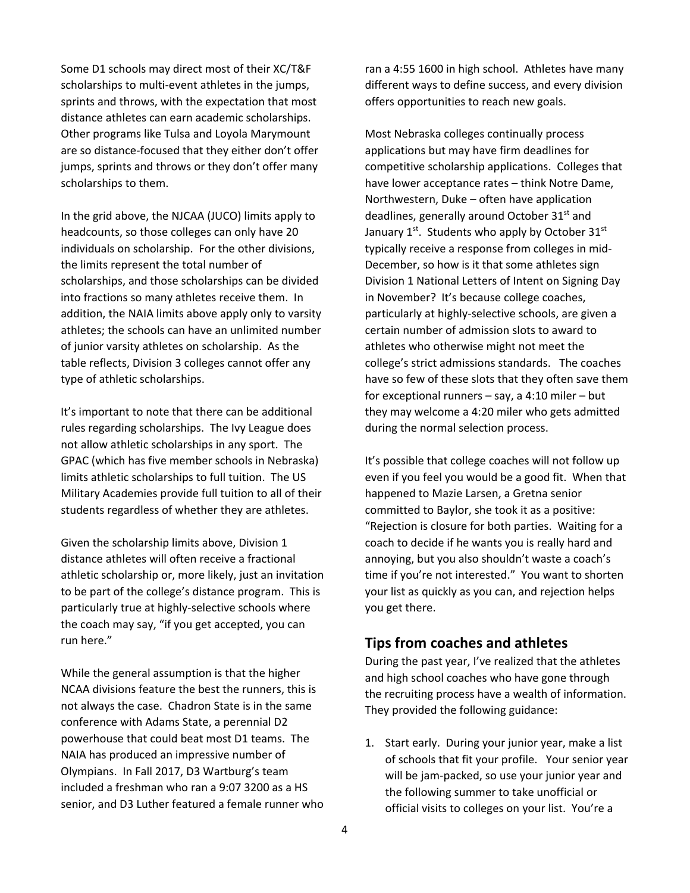Some D1 schools may direct most of their XC/T&F scholarships to multi-event athletes in the jumps, sprints and throws, with the expectation that most distance athletes can earn academic scholarships. Other programs like Tulsa and Loyola Marymount are so distance-focused that they either don't offer jumps, sprints and throws or they don't offer many scholarships to them.

In the grid above, the NJCAA (JUCO) limits apply to headcounts, so those colleges can only have 20 individuals on scholarship. For the other divisions, the limits represent the total number of scholarships, and those scholarships can be divided into fractions so many athletes receive them. In addition, the NAIA limits above apply only to varsity athletes; the schools can have an unlimited number of junior varsity athletes on scholarship. As the table reflects, Division 3 colleges cannot offer any type of athletic scholarships.

It's important to note that there can be additional rules regarding scholarships. The Ivy League does not allow athletic scholarships in any sport. The GPAC (which has five member schools in Nebraska) limits athletic scholarships to full tuition. The US Military Academies provide full tuition to all of their students regardless of whether they are athletes.

Given the scholarship limits above, Division 1 distance athletes will often receive a fractional athletic scholarship or, more likely, just an invitation to be part of the college's distance program. This is particularly true at highly-selective schools where the coach may say, "if you get accepted, you can run here."

While the general assumption is that the higher NCAA divisions feature the best the runners, this is not always the case. Chadron State is in the same conference with Adams State, a perennial D2 powerhouse that could beat most D1 teams. The NAIA has produced an impressive number of Olympians. In Fall 2017, D3 Wartburg's team included a freshman who ran a 9:07 3200 as a HS senior, and D3 Luther featured a female runner who ran a 4:55 1600 in high school. Athletes have many different ways to define success, and every division offers opportunities to reach new goals.

Most Nebraska colleges continually process applications but may have firm deadlines for competitive scholarship applications. Colleges that have lower acceptance rates – think Notre Dame, Northwestern, Duke – often have application deadlines, generally around October 31st and January 1st. Students who apply by October 31st typically receive a response from colleges in mid-December, so how is it that some athletes sign Division 1 National Letters of Intent on Signing Day in November? It's because college coaches, particularly at highly-selective schools, are given a certain number of admission slots to award to athletes who otherwise might not meet the college's strict admissions standards. The coaches have so few of these slots that they often save them for exceptional runners – say, a 4:10 miler – but they may welcome a 4:20 miler who gets admitted during the normal selection process.

It's possible that college coaches will not follow up even if you feel you would be a good fit. When that happened to Mazie Larsen, a Gretna senior committed to Baylor, she took it as a positive: "Rejection is closure for both parties. Waiting for a coach to decide if he wants you is really hard and annoying, but you also shouldn't waste a coach's time if you're not interested." You want to shorten your list as quickly as you can, and rejection helps you get there.

## Tips from coaches and athletes

During the past year, I've realized that the athletes and high school coaches who have gone through the recruiting process have a wealth of information. They provided the following guidance:

1. Start early. During your junior year, make a list of schools that fit your profile. Your senior year will be jam-packed, so use your junior year and the following summer to take unofficial or official visits to colleges on your list. You're a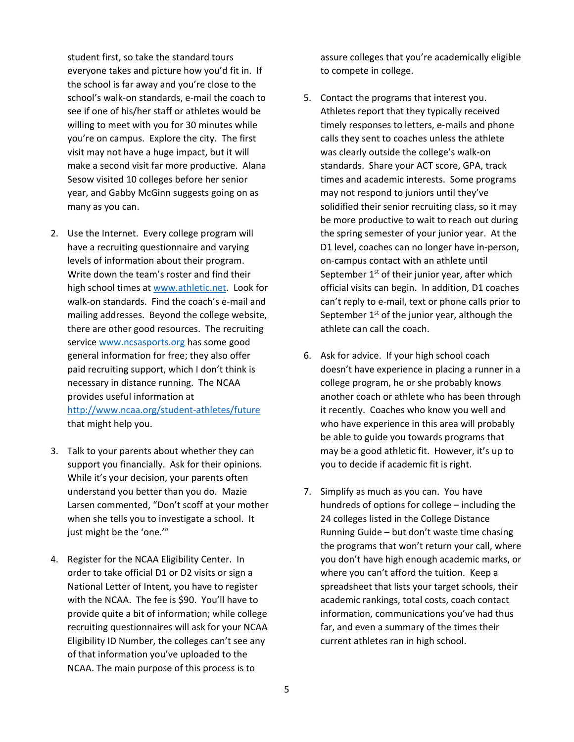student first, so take the standard tours everyone takes and picture how you'd fit in. If the school is far away and you're close to the school's walk-on standards, e-mail the coach to see if one of his/her staff or athletes would be willing to meet with you for 30 minutes while you're on campus. Explore the city. The first visit may not have a huge impact, but it will make a second visit far more productive. Alana Sesow visited 10 colleges before her senior year, and Gabby McGinn suggests going on as many as you can.

2. Use the Internet. Every college program will have a recruiting questionnaire and varying levels of information about their program. Write down the team's roster and find their high school times at www.athletic.net. Look for walk-on standards. Find the coach's e-mail and mailing addresses. Beyond the college website, there are other good resources. The recruiting service www.ncsasports.org has some good general information for free; they also offer paid recruiting support, which I don't think is necessary in distance running. The NCAA provides useful information at http://www.ncaa.org/student-athletes/future that might help you.

3. Talk to your parents about whether they can support you financially. Ask for their opinions. While it's your decision, your parents often understand you better than you do. Mazie Larsen commented, "Don't scoff at your mother when she tells you to investigate a school. It just might be the 'one.'"

4. Register for the NCAA Eligibility Center. In order to take official D1 or D2 visits or sign a National Letter of Intent, you have to register with the NCAA. The fee is $90. You'll have to provide quite a bit of information; while college recruiting questionnaires will ask for your NCAA Eligibility ID Number, the colleges can't see any of that information you've uploaded to the NCAA. The main purpose of this process is to assure colleges that you're academically eligible to compete in college.

5. Contact the programs that interest you. Athletes report that they typically received timely responses to letters, e-mails and phone calls they sent to coaches unless the athlete was clearly outside the college's walk-on standards. Share your ACT score, GPA, track times and academic interests. Some programs may not respond to juniors until they've solidified their senior recruiting class, so it may be more productive to wait to reach out during the spring semester of your junior year. At the D1 level, coaches can no longer have in-person, on-campus contact with an athlete until September 1st of their junior year, after which official visits can begin. In addition, D1 coaches can't reply to e-mail, text or phone calls prior to September 1st of the junior year, although the athlete can call the coach.

6. Ask for advice. If your high school coach doesn't have experience in placing a runner in a college program, he or she probably knows another coach or athlete who has been through it recently. Coaches who know you well and who have experience in this area will probably be able to guide you towards programs that may be a good athletic fit. However, it's up to you to decide if academic fit is right.

7. Simplify as much as you can. You have hundreds of options for college – including the 24 colleges listed in the College Distance Running Guide – but don't waste time chasing the programs that won't return your call, where you don't have high enough academic marks, or where you can't afford the tuition. Keep a spreadsheet that lists your target schools, their academic rankings, total costs, coach contact information, communications you've had thus far, and even a summary of the times their current athletes ran in high school.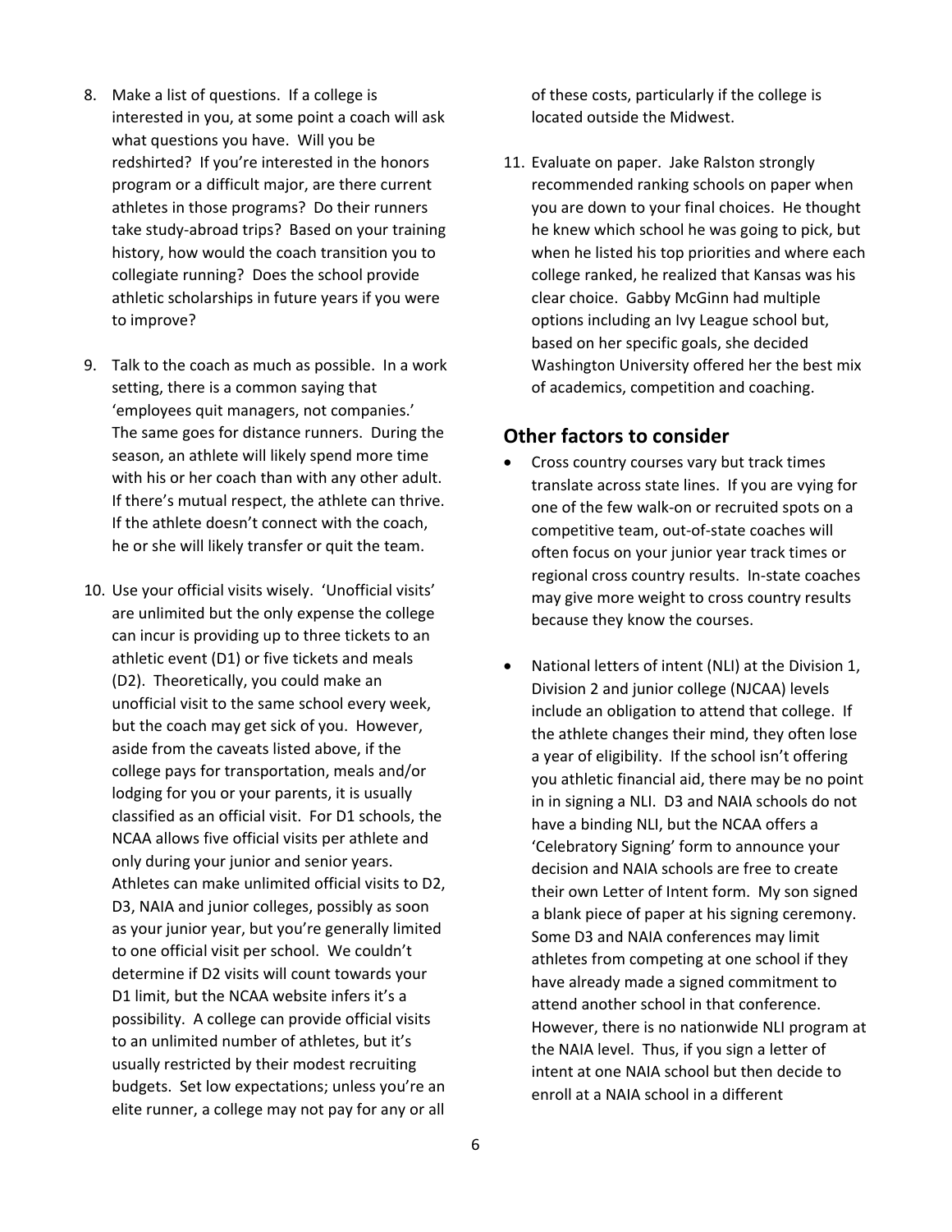8. Make a list of questions. If a college is interested in you, at some point a coach will ask what questions you have. Will you be redshirted? If you're interested in the honors program or a difficult major, are there current athletes in those programs? Do their runners take study-abroad trips? Based on your training history, how would the coach transition you to collegiate running? Does the school provide athletic scholarships in future years if you were to improve?

9. Talk to the coach as much as possible. In a work setting, there is a common saying that 'employees quit managers, not companies.' The same goes for distance runners. During the season, an athlete will likely spend more time with his or her coach than with any other adult. If there's mutual respect, the athlete can thrive. If the athlete doesn't connect with the coach, he or she will likely transfer or quit the team.

10. Use your official visits wisely. 'Unofficial visits' are unlimited but the only expense the college can incur is providing up to three tickets to an athletic event (D1) or five tickets and meals (D2). Theoretically, you could make an unofficial visit to the same school every week, but the coach may get sick of you. However, aside from the caveats listed above, if the college pays for transportation, meals and/or lodging for you or your parents, it is usually classified as an official visit. For D1 schools, the NCAA allows five official visits per athlete and only during your junior and senior years. Athletes can make unlimited official visits to D2, D3, NAIA and junior colleges, possibly as soon as your junior year, but you're generally limited to one official visit per school. We couldn't determine if D2 visits will count towards your D1 limit, but the NCAA website infers it's a possibility. A college can provide official visits to an unlimited number of athletes, but it's usually restricted by their modest recruiting budgets. Set low expectations; unless you're an elite runner, a college may not pay for any or all of these costs, particularly if the college is located outside the Midwest.

11. Evaluate on paper. Jake Ralston strongly recommended ranking schools on paper when you are down to your final choices. He thought he knew which school he was going to pick, but when he listed his top priorities and where each college ranked, he realized that Kansas was his clear choice. Gabby McGinn had multiple options including an Ivy League school but, based on her specific goals, she decided Washington University offered her the best mix of academics, competition and coaching.

## Other factors to consider

- Cross country courses vary but track times translate across state lines. If you are vying for one of the few walk-on or recruited spots on a competitive team, out-of-state coaches will often focus on your junior year track times or regional cross country results. In-state coaches may give more weight to cross country results because they know the courses.

- National letters of intent (NLI) at the Division 1, Division 2 and junior college (NJCAA) levels include an obligation to attend that college. If the athlete changes their mind, they often lose a year of eligibility. If the school isn't offering you athletic financial aid, there may be no point in in signing a NLI. D3 and NAIA schools do not have a binding NLI, but the NCAA offers a 'Celebratory Signing' form to announce your decision and NAIA schools are free to create their own Letter of Intent form. My son signed a blank piece of paper at his signing ceremony. Some D3 and NAIA conferences may limit athletes from competing at one school if they have already made a signed commitment to attend another school in that conference. However, there is no nationwide NLI program at the NAIA level. Thus, if you sign a letter of intent at one NAIA school but then decide to enroll at a NAIA school in a different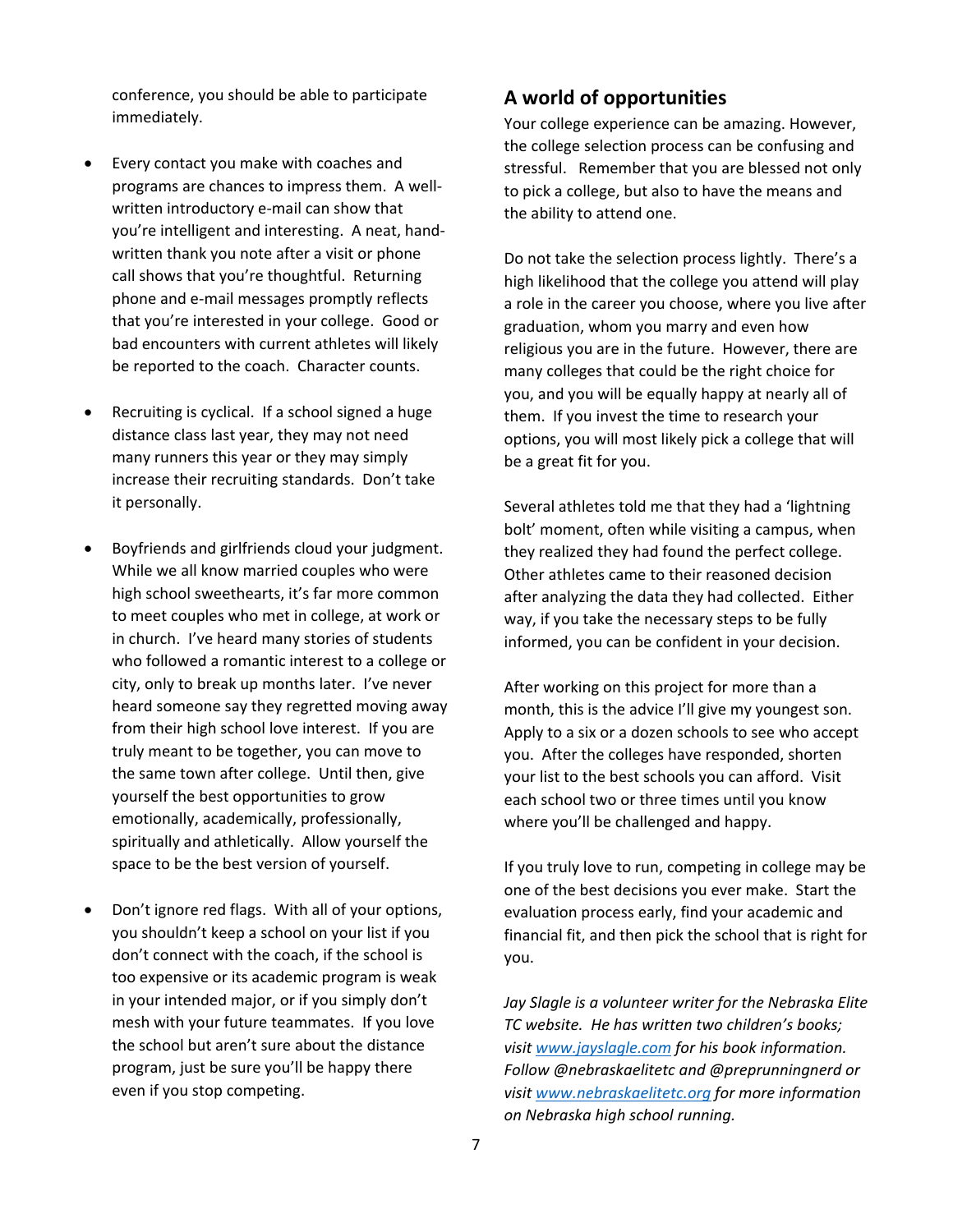conference, you should be able to participate immediately.

- Every contact you make with coaches and programs are chances to impress them. A well-written introductory e-mail can show that you're intelligent and interesting. A neat, hand-written thank you note after a visit or phone call shows that you're thoughtful. Returning phone and e-mail messages promptly reflects that you're interested in your college. Good or bad encounters with current athletes will likely be reported to the coach. Character counts.

- Recruiting is cyclical. If a school signed a huge distance class last year, they may not need many runners this year or they may simply increase their recruiting standards. Don't take it personally.

- Boyfriends and girlfriends cloud your judgment. While we all know married couples who were high school sweethearts, it's far more common to meet couples who met in college, at work or in church. I've heard many stories of students who followed a romantic interest to a college or city, only to break up months later. I've never heard someone say they regretted moving away from their high school love interest. If you are truly meant to be together, you can move to the same town after college. Until then, give yourself the best opportunities to grow emotionally, academically, professionally, spiritually and athletically. Allow yourself the space to be the best version of yourself.

- Don't ignore red flags. With all of your options, you shouldn't keep a school on your list if you don't connect with the coach, if the school is too expensive or its academic program is weak in your intended major, or if you simply don't mesh with your future teammates. If you love the school but aren't sure about the distance program, just be sure you'll be happy there even if you stop competing.

## A world of opportunities

Your college experience can be amazing. However, the college selection process can be confusing and stressful. Remember that you are blessed not only to pick a college, but also to have the means and the ability to attend one.

Do not take the selection process lightly. There's a high likelihood that the college you attend will play a role in the career you choose, where you live after graduation, whom you marry and even how religious you are in the future. However, there are many colleges that could be the right choice for you, and you will be equally happy at nearly all of them. If you invest the time to research your options, you will most likely pick a college that will be a great fit for you.

Several athletes told me that they had a 'lightning bolt' moment, often while visiting a campus, when they realized they had found the perfect college. Other athletes came to their reasoned decision after analyzing the data they had collected. Either way, if you take the necessary steps to be fully informed, you can be confident in your decision.

After working on this project for more than a month, this is the advice I'll give my youngest son. Apply to a six or a dozen schools to see who accept you. After the colleges have responded, shorten your list to the best schools you can afford. Visit each school two or three times until you know where you'll be challenged and happy.

If you truly love to run, competing in college may be one of the best decisions you ever make. Start the evaluation process early, find your academic and financial fit, and then pick the school that is right for you.

*Jay Slagle is a volunteer writer for the Nebraska Elite TC website. He has written two children's books; visit [www.jayslagle.com](http://www.jayslagle.com) for his book information. Follow @nebraskaelitetc and @preprunningnerd or visit [www.nebraskaelitetc.org](http://www.nebraskaelitetc.org) for more information on Nebraska high school running.*